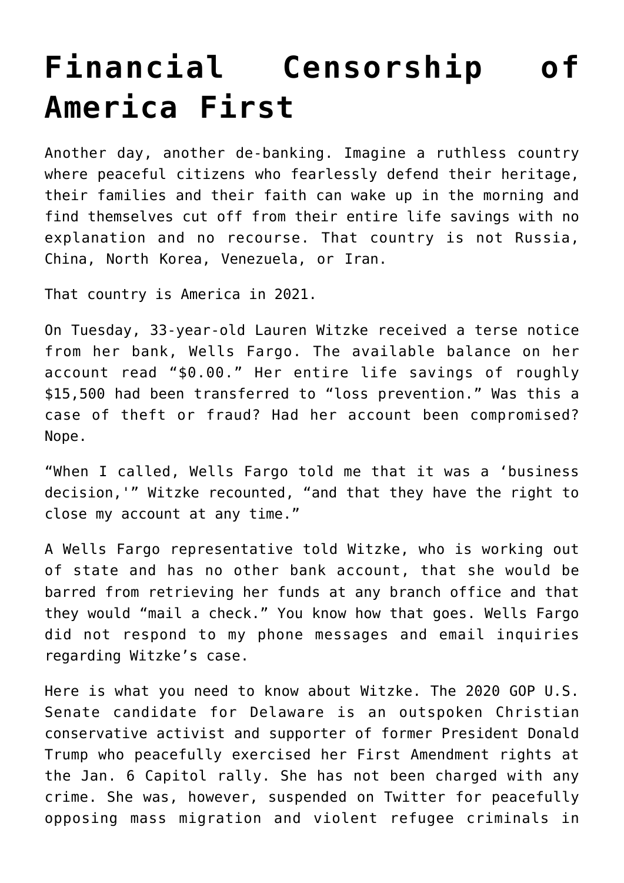# Financial Censorship of America First

Another day, another de-banking. Imagine a ruthless country where peaceful citizens who fearlessly defend their heritage, their families and their faith can wake up in the morning and find themselves cut off from their entire life savings with no explanation and no recourse. That country is not Russia, China, North Korea, Venezuela, or Iran.

That country is America in 2021.

On Tuesday, 33-year-old Lauren Witzke received a terse notice from her bank, Wells Fargo. The available balance on her account read "$0.00." Her entire life savings of roughly $15,500 had been transferred to "loss prevention." Was this a case of theft or fraud? Had her account been compromised? Nope.

"When I called, Wells Fargo told me that it was a 'business decision,'" Witzke recounted, "and that they have the right to close my account at any time."

A Wells Fargo representative told Witzke, who is working out of state and has no other bank account, that she would be barred from retrieving her funds at any branch office and that they would "mail a check." You know how that goes. Wells Fargo did not respond to my phone messages and email inquiries regarding Witzke's case.

Here is what you need to know about Witzke. The 2020 GOP U.S. Senate candidate for Delaware is an outspoken Christian conservative activist and supporter of former President Donald Trump who peacefully exercised her First Amendment rights at the Jan. 6 Capitol rally. She has not been charged with any crime. She was, however, suspended on Twitter for peacefully opposing mass migration and violent refugee criminals in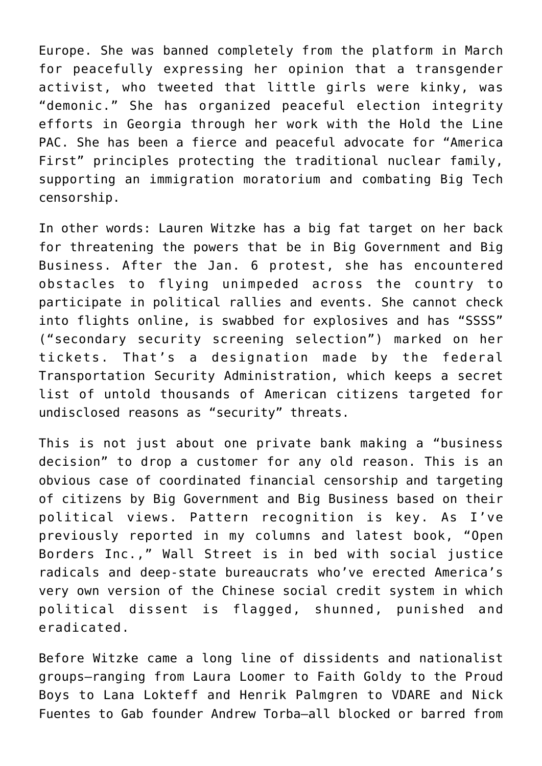Europe. She was banned completely from the platform in March for peacefully expressing her opinion that a transgender activist, who tweeted that little girls were kinky, was "demonic." She has organized peaceful election integrity efforts in Georgia through her work with the Hold the Line PAC. She has been a fierce and peaceful advocate for "America First" principles protecting the traditional nuclear family, supporting an immigration moratorium and combating Big Tech censorship.

In other words: Lauren Witzke has a big fat target on her back for threatening the powers that be in Big Government and Big Business. After the Jan. 6 protest, she has encountered obstacles to flying unimpeded across the country to participate in political rallies and events. She cannot check into flights online, is swabbed for explosives and has "SSSS" ("secondary security screening selection") marked on her tickets. That's a designation made by the federal Transportation Security Administration, which keeps a secret list of untold thousands of American citizens targeted for undisclosed reasons as "security" threats.

This is not just about one private bank making a "business decision" to drop a customer for any old reason. This is an obvious case of coordinated financial censorship and targeting of citizens by Big Government and Big Business based on their political views. Pattern recognition is key. As I've previously reported in my columns and latest book, "Open Borders Inc.," Wall Street is in bed with social justice radicals and deep-state bureaucrats who've erected America's very own version of the Chinese social credit system in which political dissent is flagged, shunned, punished and eradicated.

Before Witzke came a long line of dissidents and nationalist groups—ranging from Laura Loomer to Faith Goldy to the Proud Boys to Lana Lokteff and Henrik Palmgren to VDARE and Nick Fuentes to Gab founder Andrew Torba—all blocked or barred from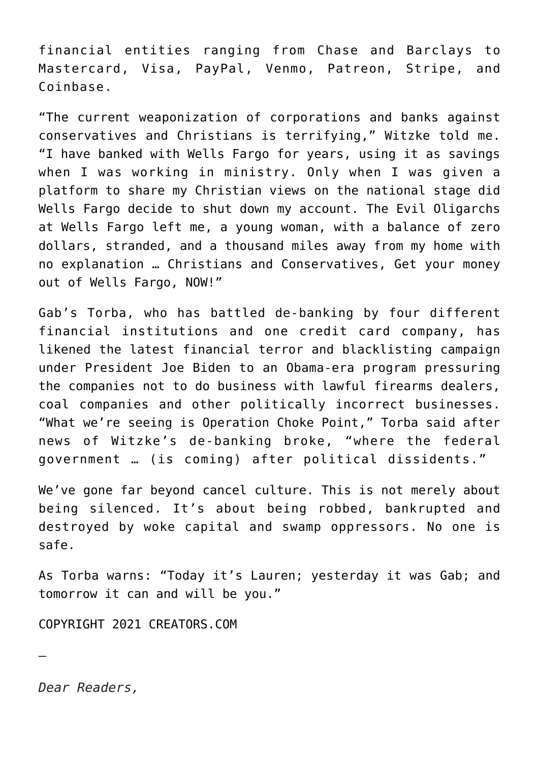financial entities ranging from Chase and Barclays to Mastercard, Visa, PayPal, Venmo, Patreon, Stripe, and Coinbase.

"The current weaponization of corporations and banks against conservatives and Christians is terrifying," Witzke told me. "I have banked with Wells Fargo for years, using it as savings when I was working in ministry. Only when I was given a platform to share my Christian views on the national stage did Wells Fargo decide to shut down my account. The Evil Oligarchs at Wells Fargo left me, a young woman, with a balance of zero dollars, stranded, and a thousand miles away from my home with no explanation … Christians and Conservatives, Get your money out of Wells Fargo, NOW!"

Gab's Torba, who has battled de-banking by four different financial institutions and one credit card company, has likened the latest financial terror and blacklisting campaign under President Joe Biden to an Obama-era program pressuring the companies not to do business with lawful firearms dealers, coal companies and other politically incorrect businesses. "What we're seeing is Operation Choke Point," Torba said after news of Witzke's de-banking broke, "where the federal government … (is coming) after political dissidents."

We've gone far beyond cancel culture. This is not merely about being silenced. It's about being robbed, bankrupted and destroyed by woke capital and swamp oppressors. No one is safe.

As Torba warns: "Today it's Lauren; yesterday it was Gab; and tomorrow it can and will be you."

COPYRIGHT 2021 CREATORS.COM

—

*Dear Readers,*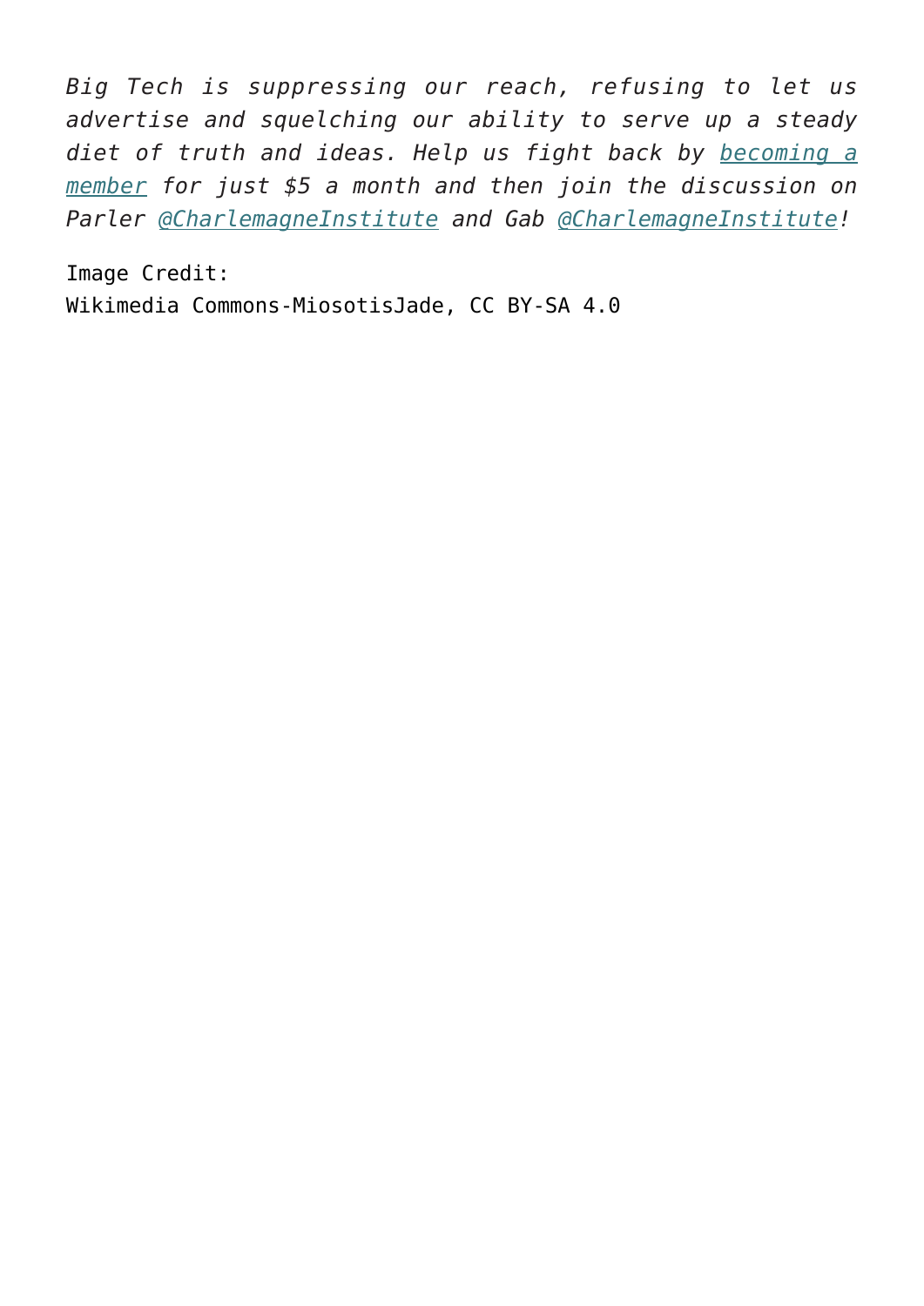*Big Tech is suppressing our reach, refusing to let us advertise and squelching our ability to serve up a steady diet of truth and ideas. Help us fight back by becoming a member for just $5 a month and then join the discussion on Parler @CharlemagneInstitute and Gab @CharlemagneInstitute!*

Image Credit:
Wikimedia Commons-MiosotisJade, CC BY-SA 4.0